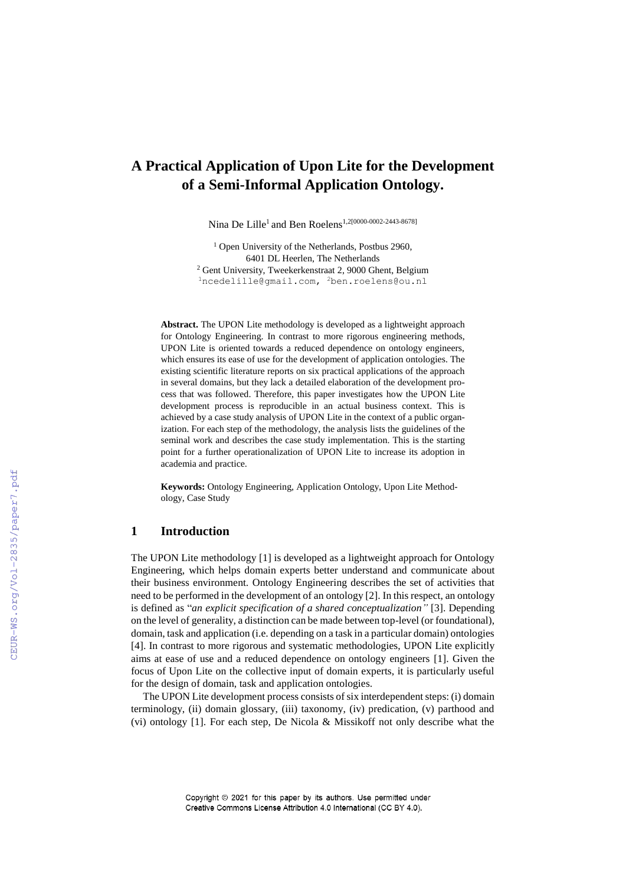# A Practical Application of Upon Lite for the Development of a Semi-Informal Application Ontology.

Nina De Lille[1] and Ben Roelens[1,2[0000-0002-2443-8678]]

[1] Open University of the Netherlands, Postbus 2960, 6401 DL Heerlen, The Netherlands
[2] Gent University, Tweekerkenstraat 2, 9000 Ghent, Belgium
[1]ncedelille@gmail.com, [2]ben.roelens@ou.nl

**Abstract.** The UPON Lite methodology is developed as a lightweight approach for Ontology Engineering. In contrast to more rigorous engineering methods, UPON Lite is oriented towards a reduced dependence on ontology engineers, which ensures its ease of use for the development of application ontologies. The existing scientific literature reports on six practical applications of the approach in several domains, but they lack a detailed elaboration of the development process that was followed. Therefore, this paper investigates how the UPON Lite development process is reproducible in an actual business context. This is achieved by a case study analysis of UPON Lite in the context of a public organization. For each step of the methodology, the analysis lists the guidelines of the seminal work and describes the case study implementation. This is the starting point for a further operationalization of UPON Lite to increase its adoption in academia and practice.

**Keywords:** Ontology Engineering, Application Ontology, Upon Lite Methodology, Case Study

## 1 Introduction

The UPON Lite methodology [1] is developed as a lightweight approach for Ontology Engineering, which helps domain experts better understand and communicate about their business environment. Ontology Engineering describes the set of activities that need to be performed in the development of an ontology [2]. In this respect, an ontology is defined as "*an explicit specification of a shared conceptualization"* [3]. Depending on the level of generality, a distinction can be made between top-level (or foundational), domain, task and application (i.e. depending on a task in a particular domain) ontologies [4]. In contrast to more rigorous and systematic methodologies, UPON Lite explicitly aims at ease of use and a reduced dependence on ontology engineers [1]. Given the focus of Upon Lite on the collective input of domain experts, it is particularly useful for the design of domain, task and application ontologies.

The UPON Lite development process consists of six interdependent steps: (i) domain terminology, (ii) domain glossary, (iii) taxonomy, (iv) predication, (v) parthood and (vi) ontology [1]. For each step, De Nicola & Missikoff not only describe what the

Copyright © 2021 for this paper by its authors. Use permitted under Creative Commons License Attribution 4.0 International (CC BY 4.0).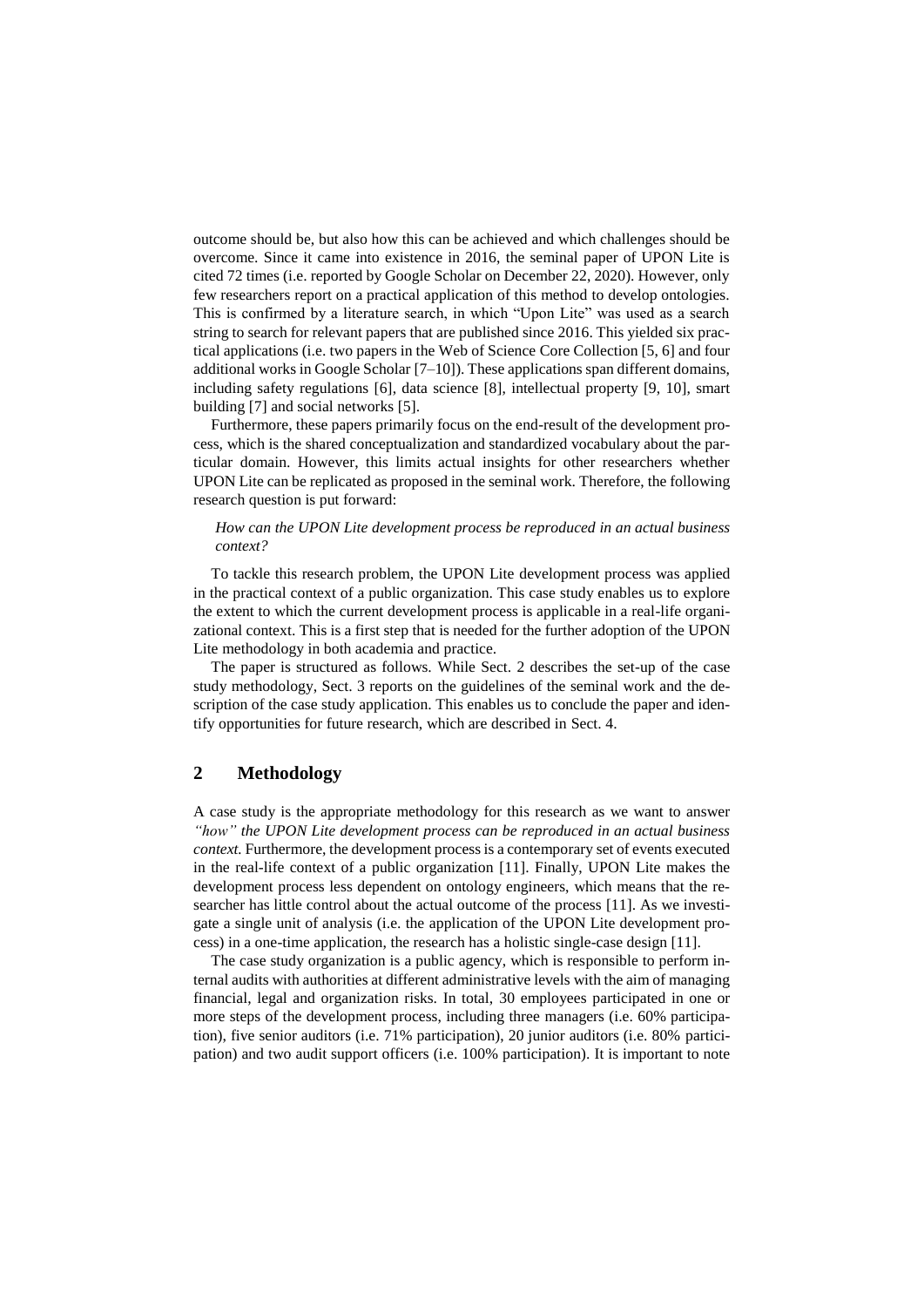outcome should be, but also how this can be achieved and which challenges should be overcome. Since it came into existence in 2016, the seminal paper of UPON Lite is cited 72 times (i.e. reported by Google Scholar on December 22, 2020). However, only few researchers report on a practical application of this method to develop ontologies. This is confirmed by a literature search, in which "Upon Lite" was used as a search string to search for relevant papers that are published since 2016. This yielded six practical applications (i.e. two papers in the Web of Science Core Collection [5, 6] and four additional works in Google Scholar [7–10]). These applications span different domains, including safety regulations [6], data science [8], intellectual property [9, 10], smart building [7] and social networks [5].

Furthermore, these papers primarily focus on the end-result of the development process, which is the shared conceptualization and standardized vocabulary about the particular domain. However, this limits actual insights for other researchers whether UPON Lite can be replicated as proposed in the seminal work. Therefore, the following research question is put forward:

*How can the UPON Lite development process be reproduced in an actual business context?*

To tackle this research problem, the UPON Lite development process was applied in the practical context of a public organization. This case study enables us to explore the extent to which the current development process is applicable in a real-life organizational context. This is a first step that is needed for the further adoption of the UPON Lite methodology in both academia and practice.

The paper is structured as follows. While Sect. 2 describes the set-up of the case study methodology, Sect. 3 reports on the guidelines of the seminal work and the description of the case study application. This enables us to conclude the paper and identify opportunities for future research, which are described in Sect. 4.

## 2 Methodology

A case study is the appropriate methodology for this research as we want to answer *"how" the UPON Lite development process can be reproduced in an actual business context.* Furthermore, the development process is a contemporary set of events executed in the real-life context of a public organization [11]. Finally, UPON Lite makes the development process less dependent on ontology engineers, which means that the researcher has little control about the actual outcome of the process [11]. As we investigate a single unit of analysis (i.e. the application of the UPON Lite development process) in a one-time application, the research has a holistic single-case design [11].

The case study organization is a public agency, which is responsible to perform internal audits with authorities at different administrative levels with the aim of managing financial, legal and organization risks. In total, 30 employees participated in one or more steps of the development process, including three managers (i.e. 60% participation), five senior auditors (i.e. 71% participation), 20 junior auditors (i.e. 80% participation) and two audit support officers (i.e. 100% participation). It is important to note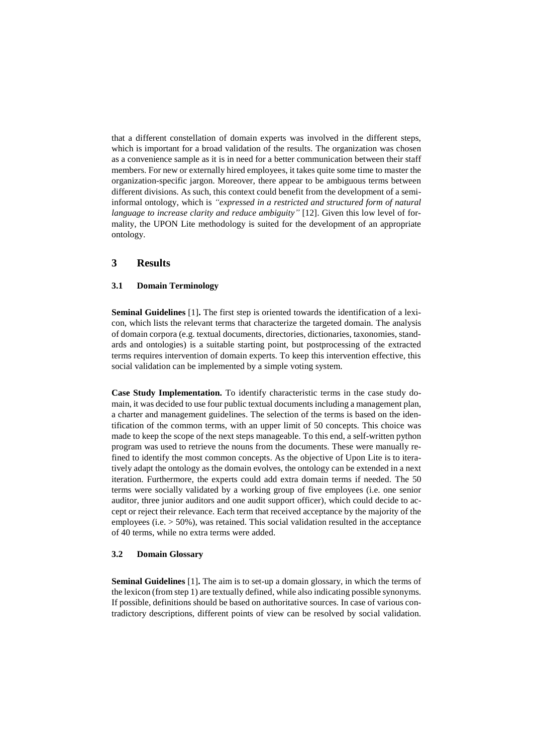that a different constellation of domain experts was involved in the different steps, which is important for a broad validation of the results. The organization was chosen as a convenience sample as it is in need for a better communication between their staff members. For new or externally hired employees, it takes quite some time to master the organization-specific jargon. Moreover, there appear to be ambiguous terms between different divisions. As such, this context could benefit from the development of a semi-informal ontology, which is *"expressed in a restricted and structured form of natural language to increase clarity and reduce ambiguity"* [12]. Given this low level of formality, the UPON Lite methodology is suited for the development of an appropriate ontology.

# 3 Results

## 3.1 Domain Terminology

**Seminal Guidelines** [1]**.** The first step is oriented towards the identification of a lexicon, which lists the relevant terms that characterize the targeted domain. The analysis of domain corpora (e.g. textual documents, directories, dictionaries, taxonomies, standards and ontologies) is a suitable starting point, but postprocessing of the extracted terms requires intervention of domain experts. To keep this intervention effective, this social validation can be implemented by a simple voting system.

**Case Study Implementation.** To identify characteristic terms in the case study domain, it was decided to use four public textual documents including a management plan, a charter and management guidelines. The selection of the terms is based on the identification of the common terms, with an upper limit of 50 concepts. This choice was made to keep the scope of the next steps manageable. To this end, a self-written python program was used to retrieve the nouns from the documents. These were manually refined to identify the most common concepts. As the objective of Upon Lite is to iteratively adapt the ontology as the domain evolves, the ontology can be extended in a next iteration. Furthermore, the experts could add extra domain terms if needed. The 50 terms were socially validated by a working group of five employees (i.e. one senior auditor, three junior auditors and one audit support officer), which could decide to accept or reject their relevance. Each term that received acceptance by the majority of the employees (i.e. > 50%), was retained. This social validation resulted in the acceptance of 40 terms, while no extra terms were added.

## 3.2 Domain Glossary

**Seminal Guidelines** [1]**.** The aim is to set-up a domain glossary, in which the terms of the lexicon (from step 1) are textually defined, while also indicating possible synonyms. If possible, definitions should be based on authoritative sources. In case of various contradictory descriptions, different points of view can be resolved by social validation.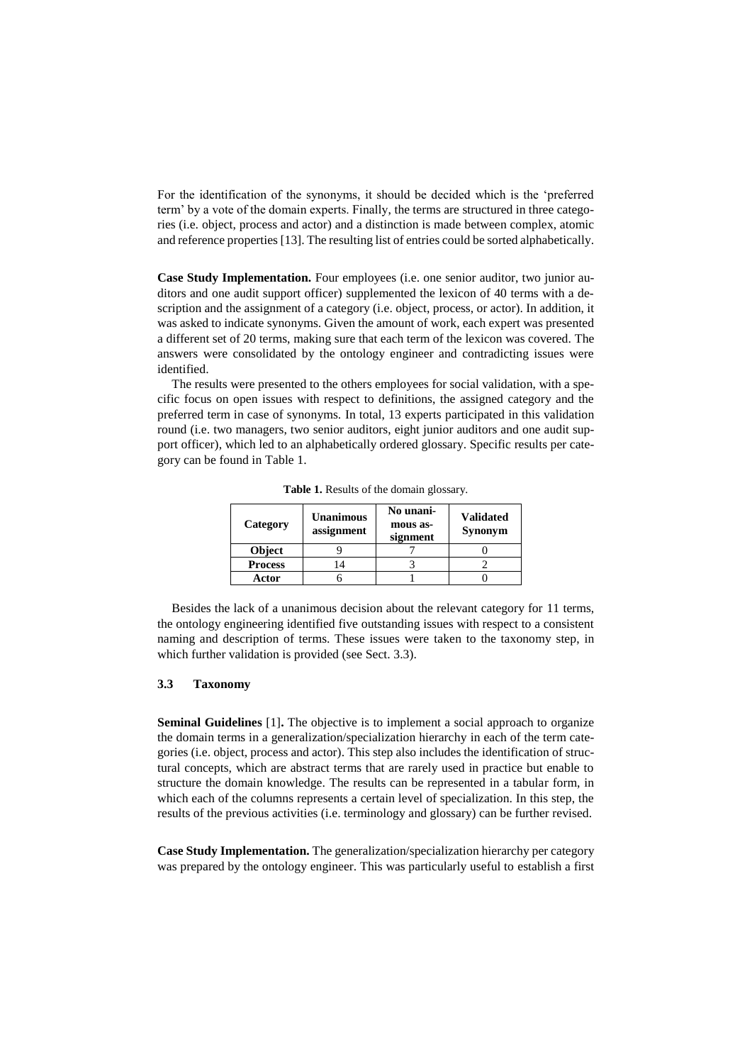For the identification of the synonyms, it should be decided which is the 'preferred term' by a vote of the domain experts. Finally, the terms are structured in three categories (i.e. object, process and actor) and a distinction is made between complex, atomic and reference properties [13]. The resulting list of entries could be sorted alphabetically.

**Case Study Implementation.** Four employees (i.e. one senior auditor, two junior auditors and one audit support officer) supplemented the lexicon of 40 terms with a description and the assignment of a category (i.e. object, process, or actor). In addition, it was asked to indicate synonyms. Given the amount of work, each expert was presented a different set of 20 terms, making sure that each term of the lexicon was covered. The answers were consolidated by the ontology engineer and contradicting issues were identified.

The results were presented to the others employees for social validation, with a specific focus on open issues with respect to definitions, the assigned category and the preferred term in case of synonyms. In total, 13 experts participated in this validation round (i.e. two managers, two senior auditors, eight junior auditors and one audit support officer), which led to an alphabetically ordered glossary. Specific results per category can be found in Table 1.

**Table 1.** Results of the domain glossary.

| Category | Unanimous assignment | No unanimous assignment | Validated Synonym |
|---|---|---|---|
| **Object** | 9 | 7 | 0 |
| **Process** | 14 | 3 | 2 |
| **Actor** | 6 | 1 | 0 |

Besides the lack of a unanimous decision about the relevant category for 11 terms, the ontology engineering identified five outstanding issues with respect to a consistent naming and description of terms. These issues were taken to the taxonomy step, in which further validation is provided (see Sect. 3.3).

### 3.3 Taxonomy

**Seminal Guidelines** [1]**.** The objective is to implement a social approach to organize the domain terms in a generalization/specialization hierarchy in each of the term categories (i.e. object, process and actor). This step also includes the identification of structural concepts, which are abstract terms that are rarely used in practice but enable to structure the domain knowledge. The results can be represented in a tabular form, in which each of the columns represents a certain level of specialization. In this step, the results of the previous activities (i.e. terminology and glossary) can be further revised.

**Case Study Implementation.** The generalization/specialization hierarchy per category was prepared by the ontology engineer. This was particularly useful to establish a first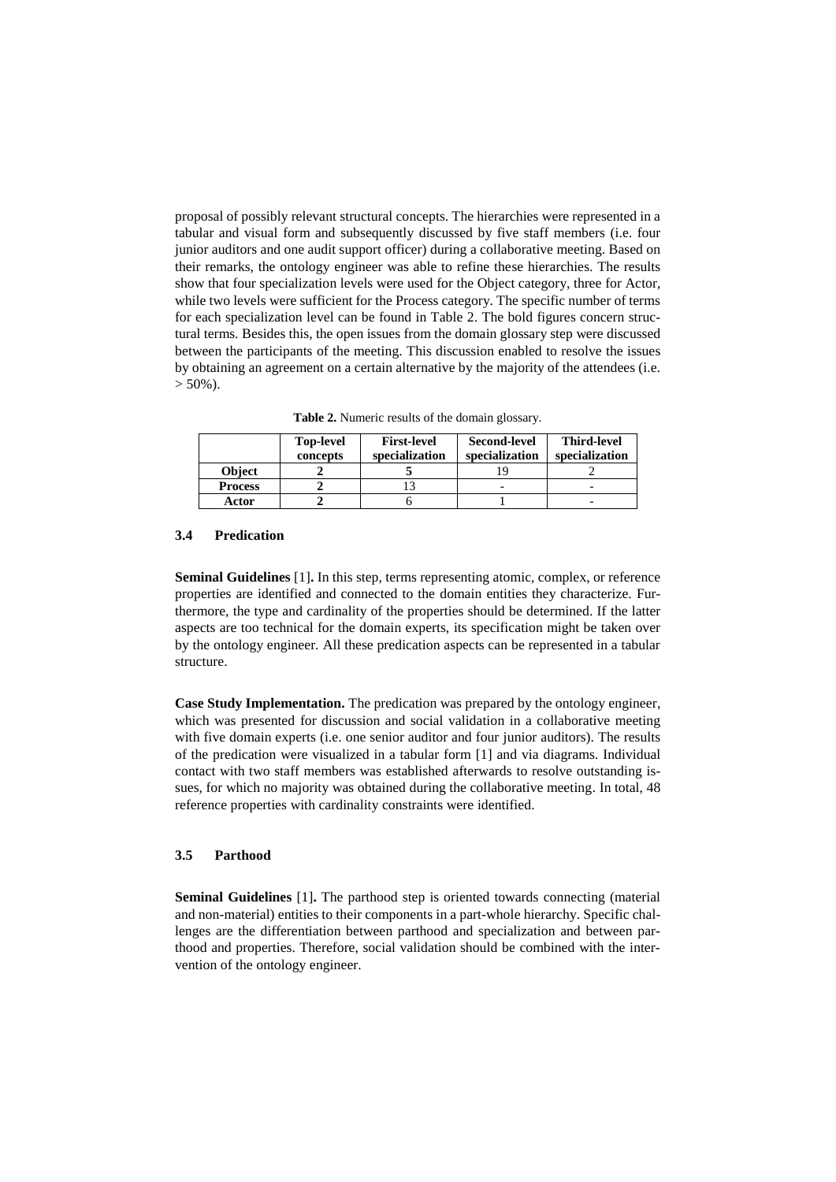proposal of possibly relevant structural concepts. The hierarchies were represented in a tabular and visual form and subsequently discussed by five staff members (i.e. four junior auditors and one audit support officer) during a collaborative meeting. Based on their remarks, the ontology engineer was able to refine these hierarchies. The results show that four specialization levels were used for the Object category, three for Actor, while two levels were sufficient for the Process category. The specific number of terms for each specialization level can be found in Table 2. The bold figures concern structural terms. Besides this, the open issues from the domain glossary step were discussed between the participants of the meeting. This discussion enabled to resolve the issues by obtaining an agreement on a certain alternative by the majority of the attendees (i.e. > 50%).

**Table 2.** Numeric results of the domain glossary.

| | **Top-level concepts** | **First-level specialization** | **Second-level specialization** | **Third-level specialization** |
|---|---|---|---|---|
| **Object** | **2** | **5** | 19 | 2 |
| **Process** | **2** | 13 | - | - |
| **Actor** | **2** | 6 | 1 | - |

### 3.4 Predication

**Seminal Guidelines** [1]**.** In this step, terms representing atomic, complex, or reference properties are identified and connected to the domain entities they characterize. Furthermore, the type and cardinality of the properties should be determined. If the latter aspects are too technical for the domain experts, its specification might be taken over by the ontology engineer. All these predication aspects can be represented in a tabular structure.

**Case Study Implementation.** The predication was prepared by the ontology engineer, which was presented for discussion and social validation in a collaborative meeting with five domain experts (i.e. one senior auditor and four junior auditors). The results of the predication were visualized in a tabular form [1] and via diagrams. Individual contact with two staff members was established afterwards to resolve outstanding issues, for which no majority was obtained during the collaborative meeting. In total, 48 reference properties with cardinality constraints were identified.

### 3.5 Parthood

**Seminal Guidelines** [1]**.** The parthood step is oriented towards connecting (material and non-material) entities to their components in a part-whole hierarchy. Specific challenges are the differentiation between parthood and specialization and between parthood and properties. Therefore, social validation should be combined with the intervention of the ontology engineer.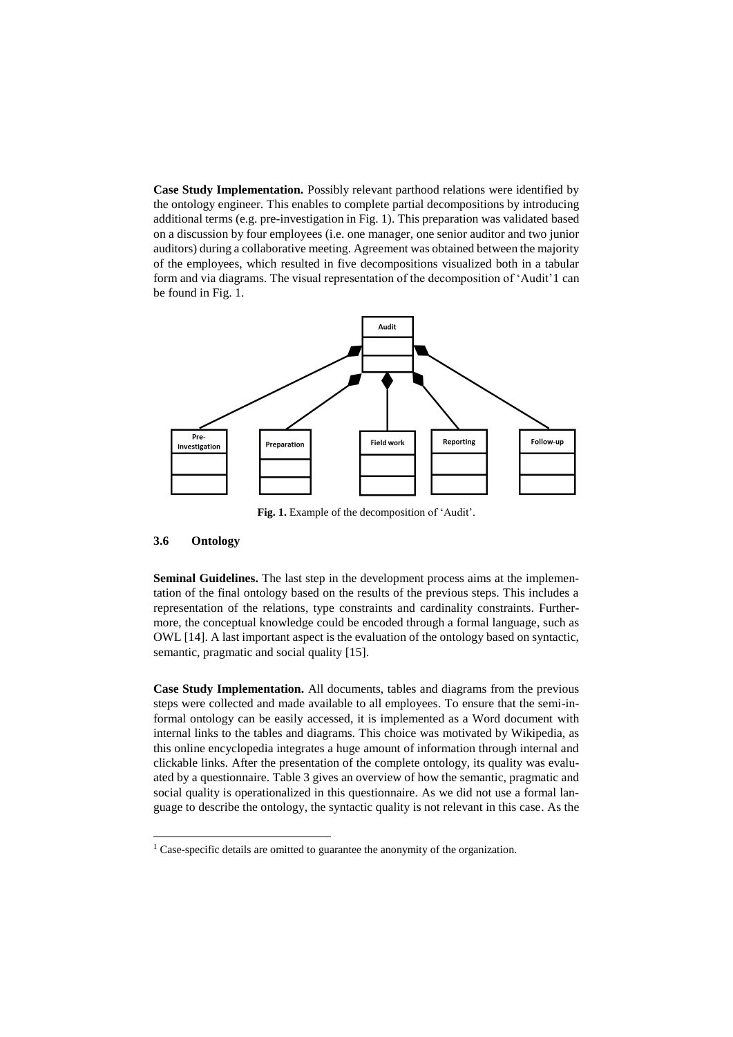**Case Study Implementation.** Possibly relevant parthood relations were identified by the ontology engineer. This enables to complete partial decompositions by introducing additional terms (e.g. pre-investigation in Fig. 1). This preparation was validated based on a discussion by four employees (i.e. one manager, one senior auditor and two junior auditors) during a collaborative meeting. Agreement was obtained between the majority of the employees, which resulted in five decompositions visualized both in a tabular form and via diagrams. The visual representation of the decomposition of 'Audit'[1] can be found in Fig. 1.

**Fig. 1.** Example of the decomposition of 'Audit'.

### 3.6 Ontology

**Seminal Guidelines.** The last step in the development process aims at the implementation of the final ontology based on the results of the previous steps. This includes a representation of the relations, type constraints and cardinality constraints. Furthermore, the conceptual knowledge could be encoded through a formal language, such as OWL [14]. A last important aspect is the evaluation of the ontology based on syntactic, semantic, pragmatic and social quality [15].

**Case Study Implementation.** All documents, tables and diagrams from the previous steps were collected and made available to all employees. To ensure that the semi-informal ontology can be easily accessed, it is implemented as a Word document with internal links to the tables and diagrams. This choice was motivated by Wikipedia, as this online encyclopedia integrates a huge amount of information through internal and clickable links. After the presentation of the complete ontology, its quality was evaluated by a questionnaire. Table 3 gives an overview of how the semantic, pragmatic and social quality is operationalized in this questionnaire. As we did not use a formal language to describe the ontology, the syntactic quality is not relevant in this case. As the

[1] Case-specific details are omitted to guarantee the anonymity of the organization.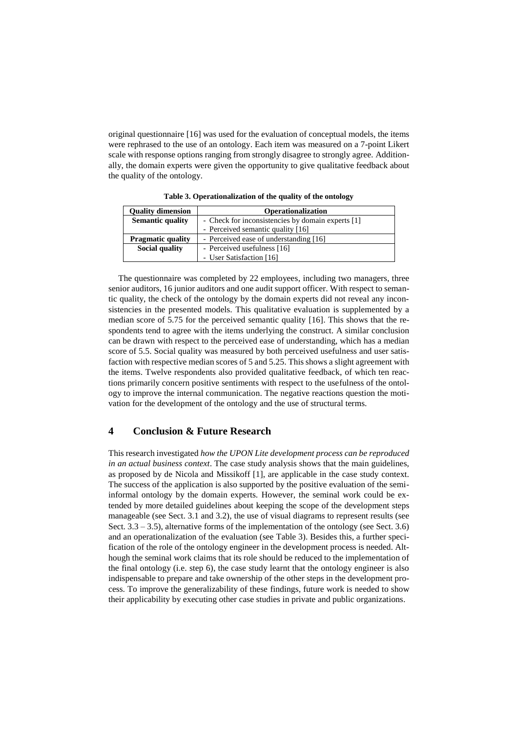original questionnaire [16] was used for the evaluation of conceptual models, the items were rephrased to the use of an ontology. Each item was measured on a 7-point Likert scale with response options ranging from strongly disagree to strongly agree. Additionally, the domain experts were given the opportunity to give qualitative feedback about the quality of the ontology.

**Table 3. Operationalization of the quality of the ontology**

| Quality dimension | Operationalization |
| --- | --- |
| **Semantic quality** | - Check for inconsistencies by domain experts [1]<br>- Perceived semantic quality [16] |
| **Pragmatic quality** | - Perceived ease of understanding [16] |
| **Social quality** | - Perceived usefulness [16]<br>- User Satisfaction [16] |

The questionnaire was completed by 22 employees, including two managers, three senior auditors, 16 junior auditors and one audit support officer. With respect to semantic quality, the check of the ontology by the domain experts did not reveal any inconsistencies in the presented models. This qualitative evaluation is supplemented by a median score of 5.75 for the perceived semantic quality [16]. This shows that the respondents tend to agree with the items underlying the construct. A similar conclusion can be drawn with respect to the perceived ease of understanding, which has a median score of 5.5. Social quality was measured by both perceived usefulness and user satisfaction with respective median scores of 5 and 5.25. This shows a slight agreement with the items. Twelve respondents also provided qualitative feedback, of which ten reactions primarily concern positive sentiments with respect to the usefulness of the ontology to improve the internal communication. The negative reactions question the motivation for the development of the ontology and the use of structural terms.

## 4 Conclusion & Future Research

This research investigated *how the UPON Lite development process can be reproduced in an actual business context*. The case study analysis shows that the main guidelines, as proposed by de Nicola and Missikoff [1], are applicable in the case study context. The success of the application is also supported by the positive evaluation of the semi-informal ontology by the domain experts. However, the seminal work could be extended by more detailed guidelines about keeping the scope of the development steps manageable (see Sect. 3.1 and 3.2), the use of visual diagrams to represent results (see Sect. 3.3 – 3.5), alternative forms of the implementation of the ontology (see Sect. 3.6) and an operationalization of the evaluation (see Table 3). Besides this, a further specification of the role of the ontology engineer in the development process is needed. Although the seminal work claims that its role should be reduced to the implementation of the final ontology (i.e. step 6), the case study learnt that the ontology engineer is also indispensable to prepare and take ownership of the other steps in the development process. To improve the generalizability of these findings, future work is needed to show their applicability by executing other case studies in private and public organizations.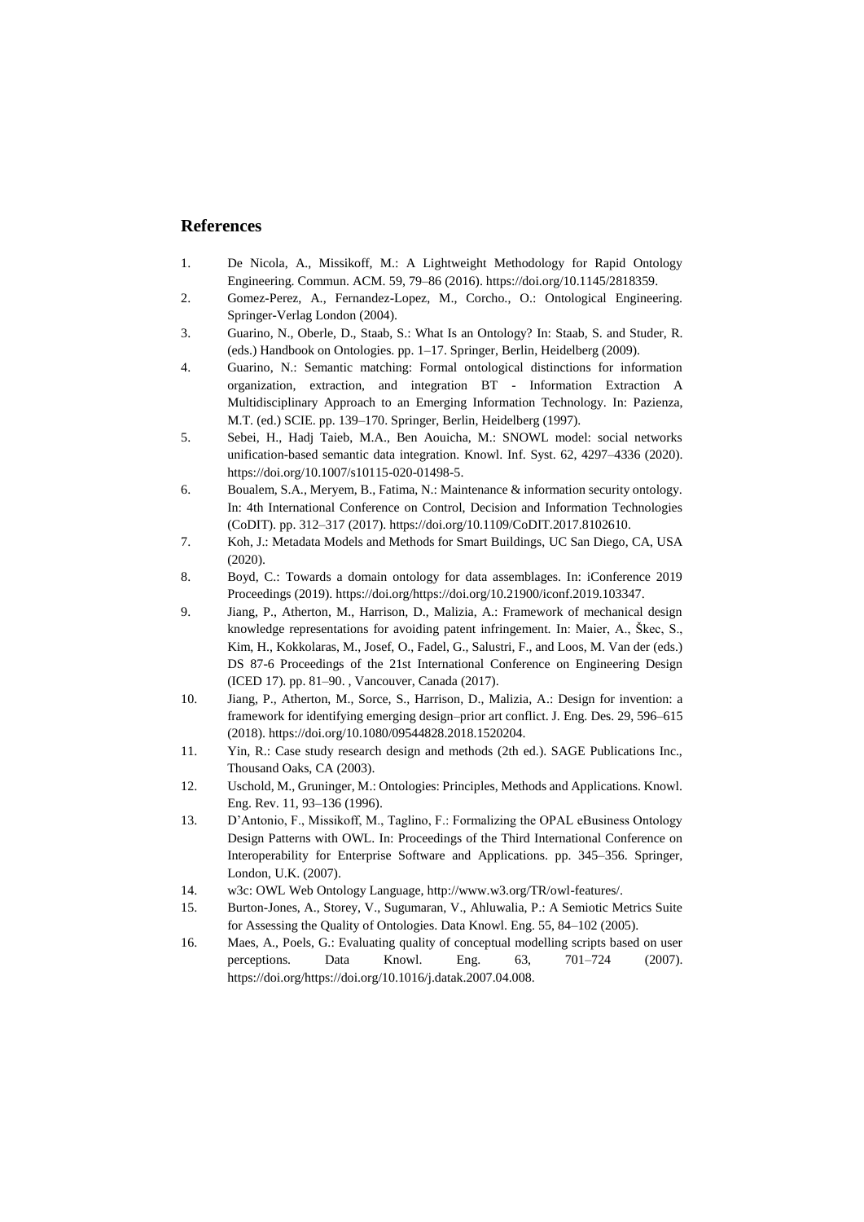## References

1. De Nicola, A., Missikoff, M.: A Lightweight Methodology for Rapid Ontology Engineering. Commun. ACM. 59, 79–86 (2016). https://doi.org/10.1145/2818359.
2. Gomez-Perez, A., Fernandez-Lopez, M., Corcho., O.: Ontological Engineering. Springer-Verlag London (2004).
3. Guarino, N., Oberle, D., Staab, S.: What Is an Ontology? In: Staab, S. and Studer, R. (eds.) Handbook on Ontologies. pp. 1–17. Springer, Berlin, Heidelberg (2009).
4. Guarino, N.: Semantic matching: Formal ontological distinctions for information organization, extraction, and integration BT - Information Extraction A Multidisciplinary Approach to an Emerging Information Technology. In: Pazienza, M.T. (ed.) SCIE. pp. 139–170. Springer, Berlin, Heidelberg (1997).
5. Sebei, H., Hadj Taieb, M.A., Ben Aouicha, M.: SNOWL model: social networks unification-based semantic data integration. Knowl. Inf. Syst. 62, 4297–4336 (2020). https://doi.org/10.1007/s10115-020-01498-5.
6. Boualem, S.A., Meryem, B., Fatima, N.: Maintenance & information security ontology. In: 4th International Conference on Control, Decision and Information Technologies (CoDIT). pp. 312–317 (2017). https://doi.org/10.1109/CoDIT.2017.8102610.
7. Koh, J.: Metadata Models and Methods for Smart Buildings, UC San Diego, CA, USA (2020).
8. Boyd, C.: Towards a domain ontology for data assemblages. In: iConference 2019 Proceedings (2019). https://doi.org/https://doi.org/10.21900/iconf.2019.103347.
9. Jiang, P., Atherton, M., Harrison, D., Malizia, A.: Framework of mechanical design knowledge representations for avoiding patent infringement. In: Maier, A., Škec, S., Kim, H., Kokkolaras, M., Josef, O., Fadel, G., Salustri, F., and Loos, M. Van der (eds.) DS 87-6 Proceedings of the 21st International Conference on Engineering Design (ICED 17). pp. 81–90. , Vancouver, Canada (2017).
10. Jiang, P., Atherton, M., Sorce, S., Harrison, D., Malizia, A.: Design for invention: a framework for identifying emerging design–prior art conflict. J. Eng. Des. 29, 596–615 (2018). https://doi.org/10.1080/09544828.2018.1520204.
11. Yin, R.: Case study research design and methods (2th ed.). SAGE Publications Inc., Thousand Oaks, CA (2003).
12. Uschold, M., Gruninger, M.: Ontologies: Principles, Methods and Applications. Knowl. Eng. Rev. 11, 93–136 (1996).
13. D'Antonio, F., Missikoff, M., Taglino, F.: Formalizing the OPAL eBusiness Ontology Design Patterns with OWL. In: Proceedings of the Third International Conference on Interoperability for Enterprise Software and Applications. pp. 345–356. Springer, London, U.K. (2007).
14. w3c: OWL Web Ontology Language, http://www.w3.org/TR/owl-features/.
15. Burton-Jones, A., Storey, V., Sugumaran, V., Ahluwalia, P.: A Semiotic Metrics Suite for Assessing the Quality of Ontologies. Data Knowl. Eng. 55, 84–102 (2005).
16. Maes, A., Poels, G.: Evaluating quality of conceptual modelling scripts based on user perceptions. Data Knowl. Eng. 63, 701–724 (2007). https://doi.org/https://doi.org/10.1016/j.datak.2007.04.008.